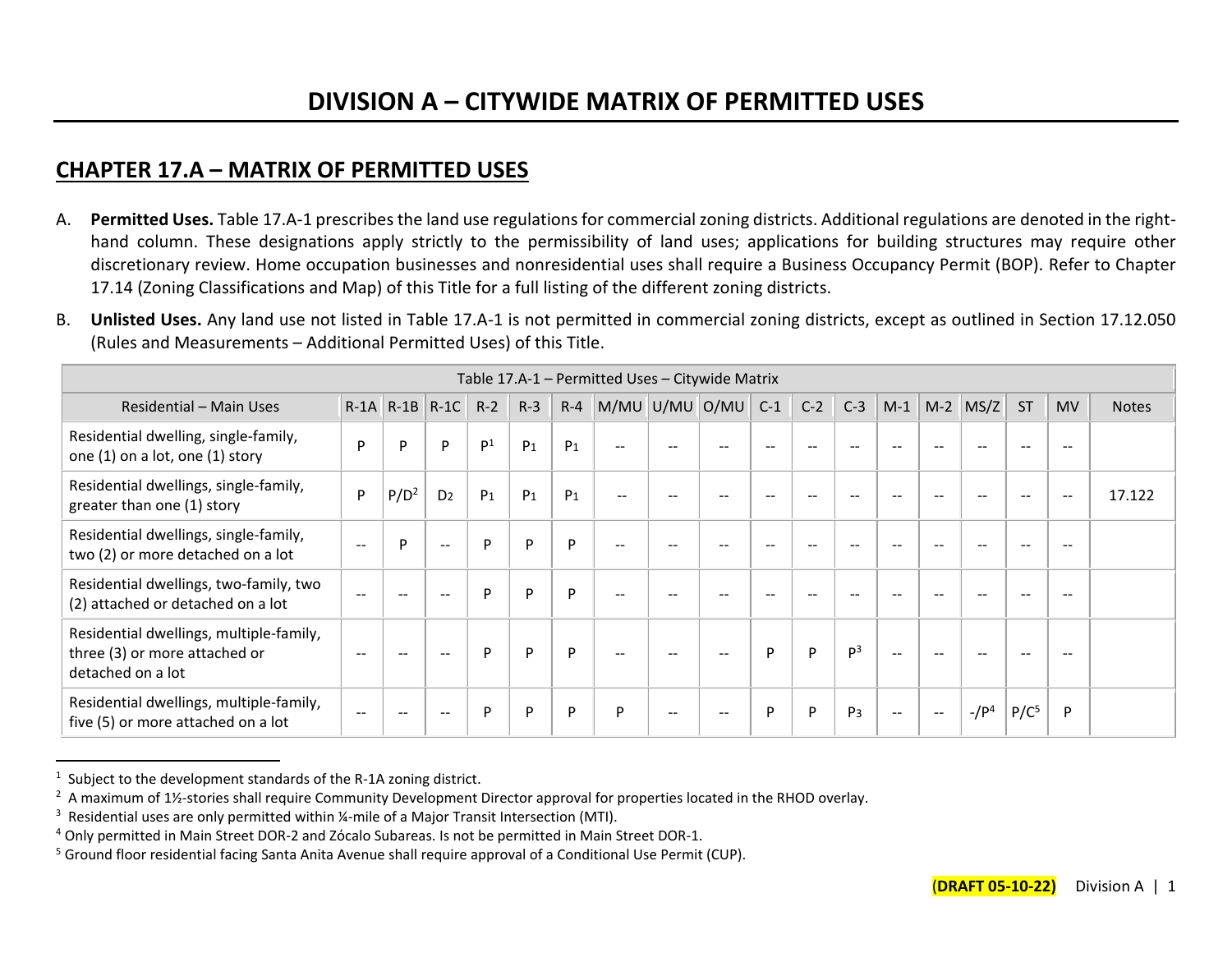# DIVISION A – CITYWIDE MATRIX OF PERMITTED USES

## CHAPTER 17.A – MATRIX OF PERMITTED USES

A. **Permitted Uses.** Table 17.A-1 prescribes the land use regulations for commercial zoning districts. Additional regulations are denoted in the right-hand column. These designations apply strictly to the permissibility of land uses; applications for building structures may require other discretionary review. Home occupation businesses and nonresidential uses shall require a Business Occupancy Permit (BOP). Refer to Chapter 17.14 (Zoning Classifications and Map) of this Title for a full listing of the different zoning districts.

B. **Unlisted Uses.** Any land use not listed in Table 17.A-1 is not permitted in commercial zoning districts, except as outlined in Section 17.12.050 (Rules and Measurements – Additional Permitted Uses) of this Title.

| Table 17.A-1 – Permitted Uses – Citywide Matrix | | | | | | | | | | | | | | | | | | |
|---|---|---|---|---|---|---|---|---|---|---|---|---|---|---|---|---|---|---|
| Residential – Main Uses | R-1A | R-1B | R-1C | R-2 | R-3 | R-4 | M/MU | U/MU | O/MU | C-1 | C-2 | C-3 | M-1 | M-2 | MS/Z | ST | MV | Notes |
| Residential dwelling, single-family, one (1) on a lot, one (1) story | P | P | P | P[1] | P[1] | P[1] | -- | -- | -- | -- | -- | -- | -- | -- | -- | -- | -- | |
| Residential dwellings, single-family, greater than one (1) story | P | P/D[2] | D[2] | P[1] | P[1] | P[1] | -- | -- | -- | -- | -- | -- | -- | -- | -- | -- | -- | 17.122 |
| Residential dwellings, single-family, two (2) or more detached on a lot | -- | P | -- | P | P | P | -- | -- | -- | -- | -- | -- | -- | -- | -- | -- | -- | |
| Residential dwellings, two-family, two (2) attached or detached on a lot | -- | -- | -- | P | P | P | -- | -- | -- | -- | -- | -- | -- | -- | -- | -- | -- | |
| Residential dwellings, multiple-family, three (3) or more attached or detached on a lot | -- | -- | -- | P | P | P | -- | -- | -- | P | P | P[3] | -- | -- | -- | -- | -- | |
| Residential dwellings, multiple-family, five (5) or more attached on a lot | -- | -- | -- | P | P | P | P | -- | -- | P | P | P[3] | -- | -- | -/P[4] | P/C[5] | P | |

[1] Subject to the development standards of the R-1A zoning district.

[2] A maximum of 1½-stories shall require Community Development Director approval for properties located in the RHOD overlay.

[3] Residential uses are only permitted within ¼-mile of a Major Transit Intersection (MTI).

[4] Only permitted in Main Street DOR-2 and Zócalo Subareas. Is not be permitted in Main Street DOR-1.

[5] Ground floor residential facing Santa Anita Avenue shall require approval of a Conditional Use Permit (CUP).

(**DRAFT 05-10-22)**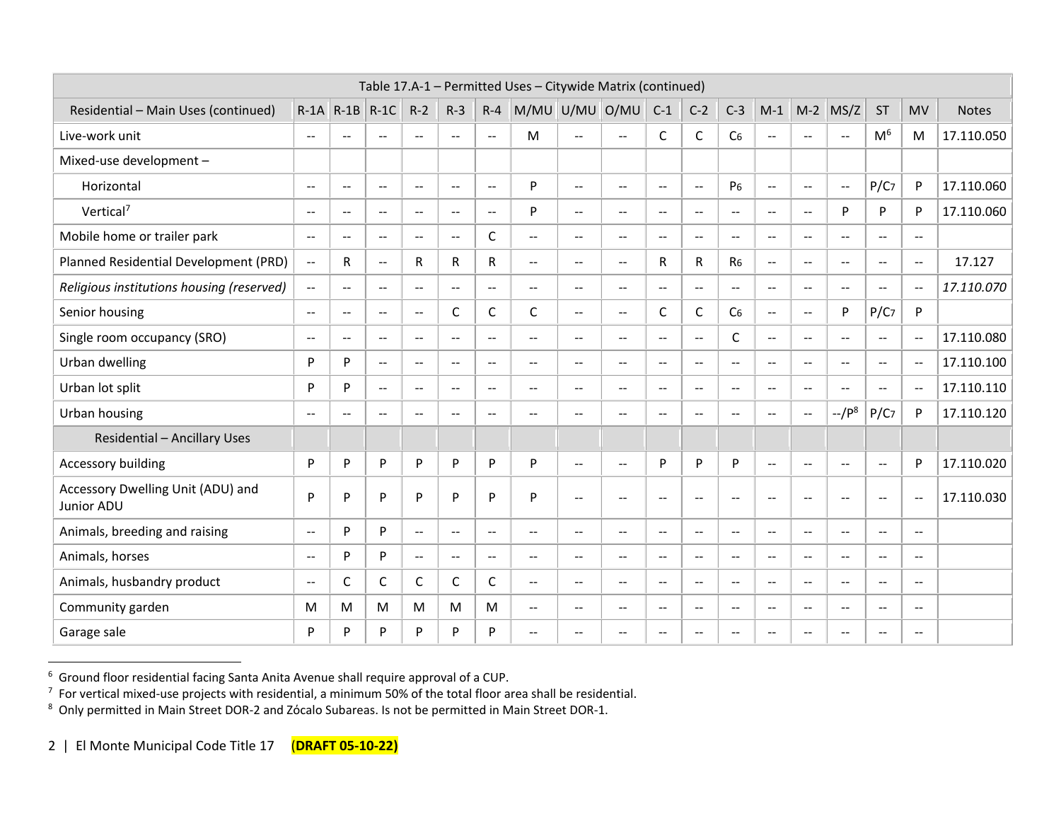| Table 17.A-1 – Permitted Uses – Citywide Matrix (continued) | | | | | | | | | | | | | | | | | | |
|---|---|---|---|---|---|---|---|---|---|---|---|---|---|---|---|---|---|---|
| Residential – Main Uses (continued) | R-1A | R-1B | R-1C | R-2 | R-3 | R-4 | M/MU | U/MU | O/MU | C-1 | C-2 | C-3 | M-1 | M-2 | MS/Z | ST | MV | Notes |
| Live-work unit | -- | -- | -- | -- | -- | -- | M | -- | -- | C | C | C[6] | -- | -- | -- | M[6] | M | 17.110.050 |
| Mixed-use development – | | | | | | | | | | | | | | | | | | |
| Horizontal | -- | -- | -- | -- | -- | -- | P | -- | -- | -- | -- | P[6] | -- | -- | -- | P/C[7] | P | 17.110.060 |
| Vertical[7] | -- | -- | -- | -- | -- | -- | P | -- | -- | -- | -- | -- | -- | -- | P | P | P | 17.110.060 |
| Mobile home or trailer park | -- | -- | -- | -- | -- | C | -- | -- | -- | -- | -- | -- | -- | -- | -- | -- | -- | |
| Planned Residential Development (PRD) | -- | R | -- | R | R | R | -- | -- | -- | R | R | R[6] | -- | -- | -- | -- | -- | 17.127 |
| *Religious institutions housing (reserved)* | -- | -- | -- | -- | -- | -- | -- | -- | -- | -- | -- | -- | -- | -- | -- | -- | -- | *17.110.070* |
| Senior housing | -- | -- | -- | -- | C | C | C | -- | -- | C | C | C[6] | -- | -- | P | P/C[7] | P | |
| Single room occupancy (SRO) | -- | -- | -- | -- | -- | -- | -- | -- | -- | -- | -- | C | -- | -- | -- | -- | -- | 17.110.080 |
| Urban dwelling | P | P | -- | -- | -- | -- | -- | -- | -- | -- | -- | -- | -- | -- | -- | -- | -- | 17.110.100 |
| Urban lot split | P | P | -- | -- | -- | -- | -- | -- | -- | -- | -- | -- | -- | -- | -- | -- | -- | 17.110.110 |
| Urban housing | -- | -- | -- | -- | -- | -- | -- | -- | -- | -- | -- | -- | -- | -- | --/P[8] | P/C[7] | P | 17.110.120 |
| Residential – Ancillary Uses | | | | | | | | | | | | | | | | | | |
| Accessory building | P | P | P | P | P | P | P | -- | -- | P | P | P | -- | -- | -- | -- | P | 17.110.020 |
| Accessory Dwelling Unit (ADU) and Junior ADU | P | P | P | P | P | P | P | -- | -- | -- | -- | -- | -- | -- | -- | -- | -- | 17.110.030 |
| Animals, breeding and raising | -- | P | P | -- | -- | -- | -- | -- | -- | -- | -- | -- | -- | -- | -- | -- | -- | |
| Animals, horses | -- | P | P | -- | -- | -- | -- | -- | -- | -- | -- | -- | -- | -- | -- | -- | -- | |
| Animals, husbandry product | -- | C | C | C | C | C | -- | -- | -- | -- | -- | -- | -- | -- | -- | -- | -- | |
| Community garden | M | M | M | M | M | M | -- | -- | -- | -- | -- | -- | -- | -- | -- | -- | -- | |
| Garage sale | P | P | P | P | P | P | -- | -- | -- | -- | -- | -- | -- | -- | -- | -- | -- | |

[6] Ground floor residential facing Santa Anita Avenue shall require approval of a CUP.
[7] For vertical mixed-use projects with residential, a minimum 50% of the total floor area shall be residential.
[8] Only permitted in Main Street DOR-2 and Zócalo Subareas. Is not be permitted in Main Street DOR-1.

**(DRAFT 05-10-22)**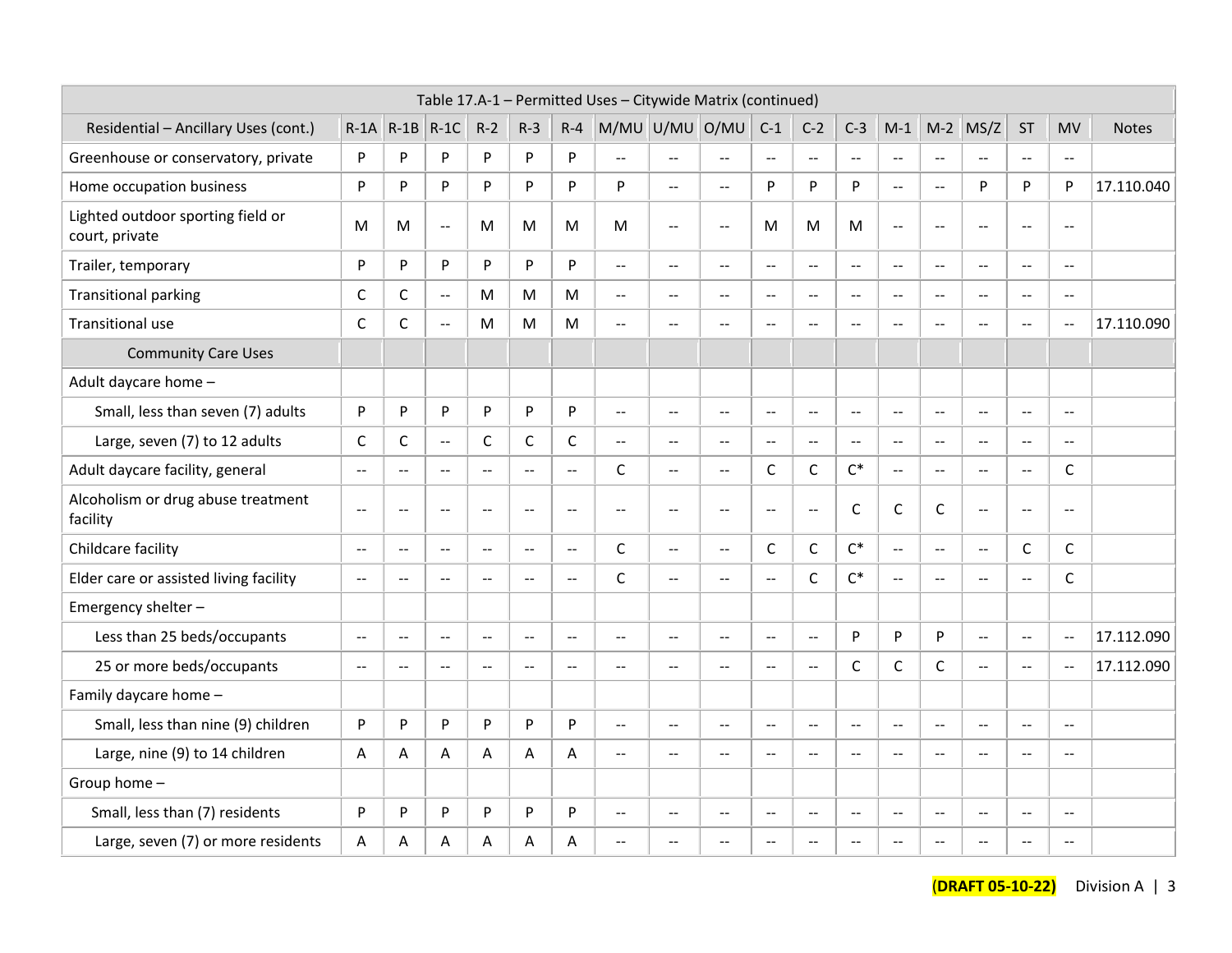| Table 17.A-1 – Permitted Uses – Citywide Matrix (continued) | | | | | | | | | | | | | | | | | | |
|---|---|---|---|---|---|---|---|---|---|---|---|---|---|---|---|---|---|---|
| Residential – Ancillary Uses (cont.) | R-1A | R-1B | R-1C | R-2 | R-3 | R-4 | M/MU | U/MU | O/MU | C-1 | C-2 | C-3 | M-1 | M-2 | MS/Z | ST | MV | Notes |
| Greenhouse or conservatory, private | P | P | P | P | P | P | -- | -- | -- | -- | -- | -- | -- | -- | -- | -- | -- | |
| Home occupation business | P | P | P | P | P | P | P | -- | -- | P | P | P | -- | -- | P | P | P | 17.110.040 |
| Lighted outdoor sporting field or court, private | M | M | -- | M | M | M | M | -- | -- | M | M | M | -- | -- | -- | -- | -- | |
| Trailer, temporary | P | P | P | P | P | P | -- | -- | -- | -- | -- | -- | -- | -- | -- | -- | -- | |
| Transitional parking | C | C | -- | M | M | M | -- | -- | -- | -- | -- | -- | -- | -- | -- | -- | -- | |
| Transitional use | C | C | -- | M | M | M | -- | -- | -- | -- | -- | -- | -- | -- | -- | -- | -- | 17.110.090 |
| Community Care Uses | | | | | | | | | | | | | | | | | | |
| Adult daycare home – | | | | | | | | | | | | | | | | | | |
| Small, less than seven (7) adults | P | P | P | P | P | P | -- | -- | -- | -- | -- | -- | -- | -- | -- | -- | -- | |
| Large, seven (7) to 12 adults | C | C | -- | C | C | C | -- | -- | -- | -- | -- | -- | -- | -- | -- | -- | -- | |
| Adult daycare facility, general | -- | -- | -- | -- | -- | -- | C | -- | -- | C | C | C* | -- | -- | -- | -- | C | |
| Alcoholism or drug abuse treatment facility | -- | -- | -- | -- | -- | -- | -- | -- | -- | -- | -- | C | C | C | -- | -- | -- | |
| Childcare facility | -- | -- | -- | -- | -- | -- | C | -- | -- | C | C | C* | -- | -- | -- | C | C | |
| Elder care or assisted living facility | -- | -- | -- | -- | -- | -- | C | -- | -- | -- | C | C* | -- | -- | -- | -- | C | |
| Emergency shelter – | | | | | | | | | | | | | | | | | | |
| Less than 25 beds/occupants | -- | -- | -- | -- | -- | -- | -- | -- | -- | -- | -- | P | P | P | -- | -- | -- | 17.112.090 |
| 25 or more beds/occupants | -- | -- | -- | -- | -- | -- | -- | -- | -- | -- | -- | C | C | C | -- | -- | -- | 17.112.090 |
| Family daycare home – | | | | | | | | | | | | | | | | | | |
| Small, less than nine (9) children | P | P | P | P | P | P | -- | -- | -- | -- | -- | -- | -- | -- | -- | -- | -- | |
| Large, nine (9) to 14 children | A | A | A | A | A | A | -- | -- | -- | -- | -- | -- | -- | -- | -- | -- | -- | |
| Group home – | | | | | | | | | | | | | | | | | | |
| Small, less than (7) residents | P | P | P | P | P | P | -- | -- | -- | -- | -- | -- | -- | -- | -- | -- | -- | |
| Large, seven (7) or more residents | A | A | A | A | A | A | -- | -- | -- | -- | -- | -- | -- | -- | -- | -- | -- | |

(DRAFT 05-10-22) Division A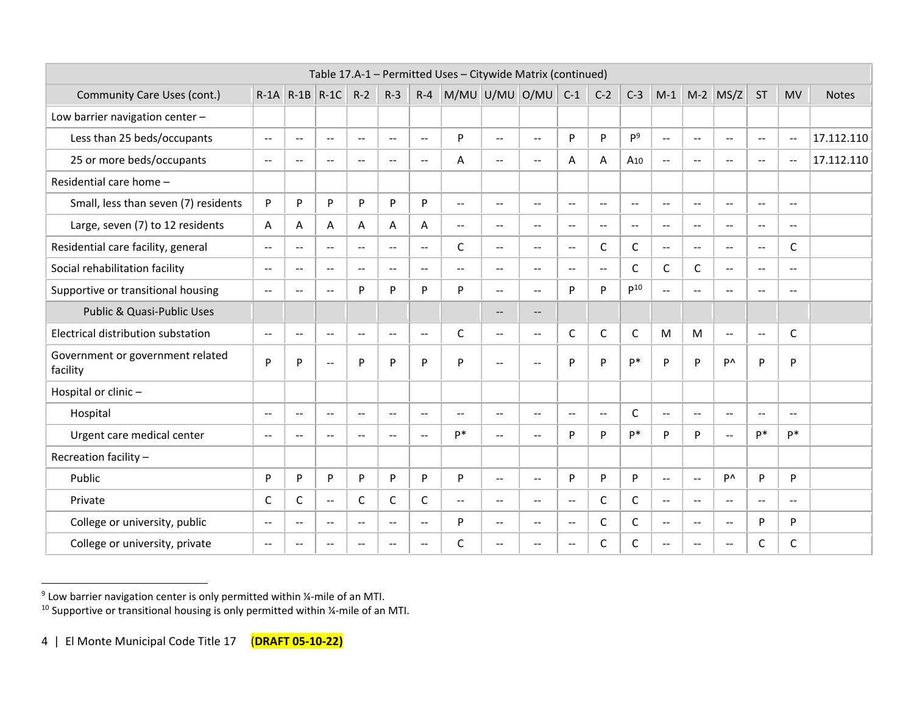| Table 17.A-1 – Permitted Uses – Citywide Matrix (continued) | | | | | | | | | | | | | | | | | | |
|---|---|---|---|---|---|---|---|---|---|---|---|---|---|---|---|---|---|---|
| Community Care Uses (cont.) | R-1A | R-1B | R-1C | R-2 | R-3 | R-4 | M/MU | U/MU | O/MU | C-1 | C-2 | C-3 | M-1 | M-2 | MS/Z | ST | MV | Notes |
| Low barrier navigation center – | | | | | | | | | | | | | | | | | | |
| Less than 25 beds/occupants | -- | -- | -- | -- | -- | -- | P | -- | -- | P | P | P[9] | -- | -- | -- | -- | -- | 17.112.110 |
| 25 or more beds/occupants | -- | -- | -- | -- | -- | -- | A | -- | -- | A | A | A[10] | -- | -- | -- | -- | -- | 17.112.110 |
| Residential care home – | | | | | | | | | | | | | | | | | | |
| Small, less than seven (7) residents | P | P | P | P | P | P | -- | -- | -- | -- | -- | -- | -- | -- | -- | -- | -- | |
| Large, seven (7) to 12 residents | A | A | A | A | A | A | -- | -- | -- | -- | -- | -- | -- | -- | -- | -- | -- | |
| Residential care facility, general | -- | -- | -- | -- | -- | -- | C | -- | -- | -- | C | C | -- | -- | -- | -- | C | |
| Social rehabilitation facility | -- | -- | -- | -- | -- | -- | -- | -- | -- | -- | -- | C | C | C | -- | -- | -- | |
| Supportive or transitional housing | -- | -- | -- | P | P | P | P | -- | -- | P | P | P[10] | -- | -- | -- | -- | -- | |
| Public & Quasi-Public Uses | | | | | | | | -- | -- | | | | | | | | | |
| Electrical distribution substation | -- | -- | -- | -- | -- | -- | C | -- | -- | C | C | C | M | M | -- | -- | C | |
| Government or government related facility | P | P | -- | P | P | P | P | -- | -- | P | P | P* | P | P | P^ | P | P | |
| Hospital or clinic – | | | | | | | | | | | | | | | | | | |
| Hospital | -- | -- | -- | -- | -- | -- | -- | -- | -- | -- | -- | C | -- | -- | -- | -- | -- | |
| Urgent care medical center | -- | -- | -- | -- | -- | -- | P* | -- | -- | P | P | P* | P | P | -- | P* | P* | |
| Recreation facility – | | | | | | | | | | | | | | | | | | |
| Public | P | P | P | P | P | P | P | -- | -- | P | P | P | -- | -- | P^ | P | P | |
| Private | C | C | -- | C | C | C | -- | -- | -- | -- | C | C | -- | -- | -- | -- | -- | |
| College or university, public | -- | -- | -- | -- | -- | -- | P | -- | -- | -- | C | C | -- | -- | -- | P | P | |
| College or university, private | -- | -- | -- | -- | -- | -- | C | -- | -- | -- | C | C | -- | -- | -- | C | C | |

[9] Low barrier navigation center is only permitted within ¼-mile of an MTI.

[10] Supportive or transitional housing is only permitted within ¼-mile of an MTI.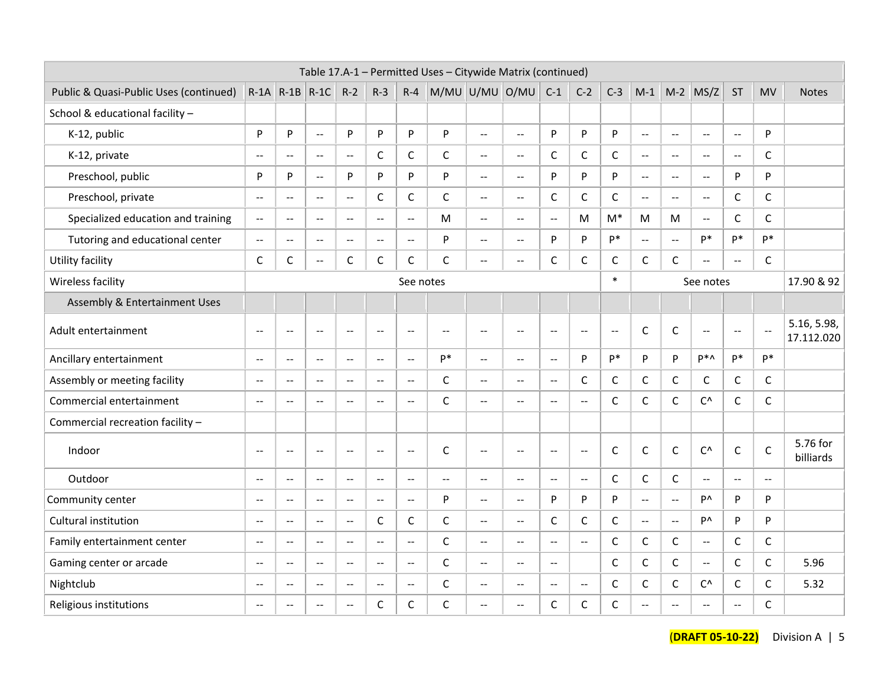| Table 17.A-1 – Permitted Uses – Citywide Matrix (continued) | | | | | | | | | | | | | | | | | | |
|---|---|---|---|---|---|---|---|---|---|---|---|---|---|---|---|---|---|---|
| Public & Quasi-Public Uses (continued) | R-1A | R-1B | R-1C | R-2 | R-3 | R-4 | M/MU | U/MU | O/MU | C-1 | C-2 | C-3 | M-1 | M-2 | MS/Z | ST | MV | Notes |
| School & educational facility – | | | | | | | | | | | | | | | | | | |
| K-12, public | P | P | -- | P | P | P | P | -- | -- | P | P | P | -- | -- | -- | -- | P | |
| K-12, private | -- | -- | -- | -- | C | C | C | -- | -- | C | C | C | -- | -- | -- | -- | C | |
| Preschool, public | P | P | -- | P | P | P | P | -- | -- | P | P | P | -- | -- | -- | P | P | |
| Preschool, private | -- | -- | -- | -- | C | C | C | -- | -- | C | C | C | -- | -- | -- | C | C | |
| Specialized education and training | -- | -- | -- | -- | -- | -- | M | -- | -- | -- | M | M* | M | M | -- | C | C | |
| Tutoring and educational center | -- | -- | -- | -- | -- | -- | P | -- | -- | P | P | P* | -- | -- | P* | P* | P* | |
| Utility facility | C | C | -- | C | C | C | C | -- | -- | C | C | C | C | C | -- | -- | C | |
| Wireless facility | See notes | | | | | | | | | | | * | See notes | | | | | 17.90 & 92 |
| Assembly & Entertainment Uses | | | | | | | | | | | | | | | | | | |
| Adult entertainment | -- | -- | -- | -- | -- | -- | -- | -- | -- | -- | -- | -- | C | C | -- | -- | -- | 5.16, 5.98, 17.112.020 |
| Ancillary entertainment | -- | -- | -- | -- | -- | -- | P* | -- | -- | -- | P | P* | P | P | P*^ | P* | P* | |
| Assembly or meeting facility | -- | -- | -- | -- | -- | -- | C | -- | -- | -- | C | C | C | C | C | C | C | |
| Commercial entertainment | -- | -- | -- | -- | -- | -- | C | -- | -- | -- | -- | C | C | C | C^ | C | C | |
| Commercial recreation facility – | | | | | | | | | | | | | | | | | | |
| Indoor | -- | -- | -- | -- | -- | -- | C | -- | -- | -- | -- | C | C | C | C^ | C | C | 5.76 for billiards |
| Outdoor | -- | -- | -- | -- | -- | -- | -- | -- | -- | -- | -- | C | C | C | -- | -- | -- | |
| Community center | -- | -- | -- | -- | -- | -- | P | -- | -- | P | P | P | -- | -- | P^ | P | P | |
| Cultural institution | -- | -- | -- | -- | C | C | C | -- | -- | C | C | C | -- | -- | P^ | P | P | |
| Family entertainment center | -- | -- | -- | -- | -- | -- | C | -- | -- | -- | -- | C | C | C | -- | C | C | |
| Gaming center or arcade | -- | -- | -- | -- | -- | -- | C | -- | -- | -- | | C | C | C | -- | C | C | 5.96 |
| Nightclub | -- | -- | -- | -- | -- | -- | C | -- | -- | -- | -- | C | C | C | C^ | C | C | 5.32 |
| Religious institutions | -- | -- | -- | -- | C | C | C | -- | -- | C | C | C | -- | -- | -- | -- | C | |

(DRAFT 05-10-22) Division A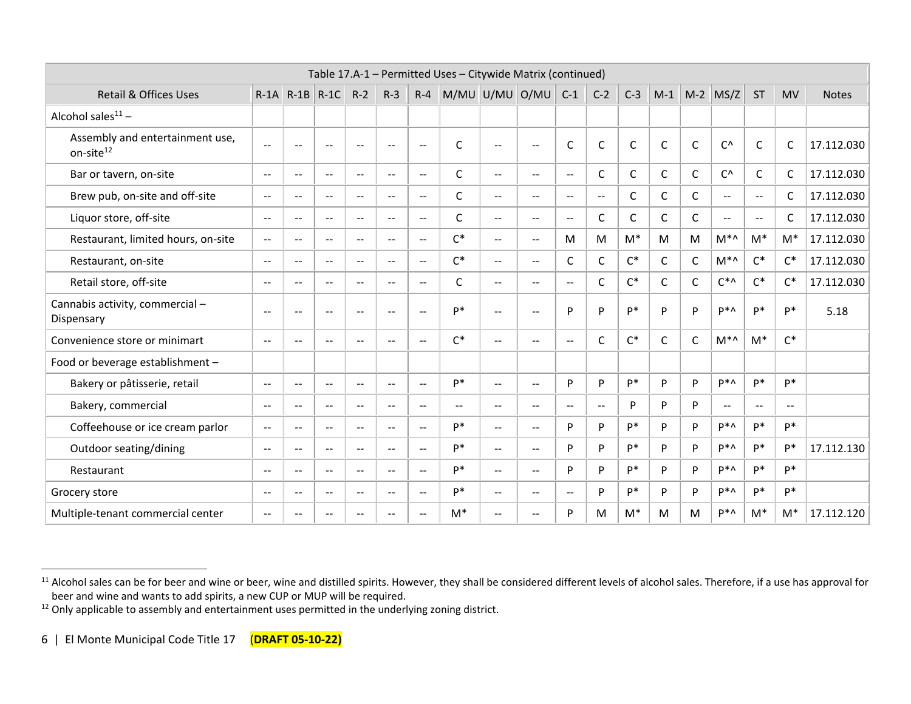| Table 17.A-1 – Permitted Uses – Citywide Matrix (continued) | | | | | | | | | | | | | | | | | | |
|---|---|---|---|---|---|---|---|---|---|---|---|---|---|---|---|---|---|---|
| Retail & Offices Uses | R-1A | R-1B | R-1C | R-2 | R-3 | R-4 | M/MU | U/MU | O/MU | C-1 | C-2 | C-3 | M-1 | M-2 | MS/Z | ST | MV | Notes |
| Alcohol sales[11] – | | | | | | | | | | | | | | | | | | |
| Assembly and entertainment use, on-site[12] | -- | -- | -- | -- | -- | -- | C | -- | -- | C | C | C | C | C | C^ | C | C | 17.112.030 |
| Bar or tavern, on-site | -- | -- | -- | -- | -- | -- | C | -- | -- | -- | C | C | C | C | C^ | C | C | 17.112.030 |
| Brew pub, on-site and off-site | -- | -- | -- | -- | -- | -- | C | -- | -- | -- | -- | C | C | C | -- | -- | C | 17.112.030 |
| Liquor store, off-site | -- | -- | -- | -- | -- | -- | C | -- | -- | -- | C | C | C | C | -- | -- | C | 17.112.030 |
| Restaurant, limited hours, on-site | -- | -- | -- | -- | -- | -- | C* | -- | -- | M | M | M* | M | M | M*^ | M* | M* | 17.112.030 |
| Restaurant, on-site | -- | -- | -- | -- | -- | -- | C* | -- | -- | C | C | C* | C | C | M*^ | C* | C* | 17.112.030 |
| Retail store, off-site | -- | -- | -- | -- | -- | -- | C | -- | -- | -- | C | C* | C | C | C*^ | C* | C* | 17.112.030 |
| Cannabis activity, commercial – Dispensary | -- | -- | -- | -- | -- | -- | P* | -- | -- | P | P | P* | P | P | P*^ | P* | P* | 5.18 |
| Convenience store or minimart | -- | -- | -- | -- | -- | -- | C* | -- | -- | -- | C | C* | C | C | M*^ | M* | C* | |
| Food or beverage establishment – | | | | | | | | | | | | | | | | | | |
| Bakery or pâtisserie, retail | -- | -- | -- | -- | -- | -- | P* | -- | -- | P | P | P* | P | P | P*^ | P* | P* | |
| Bakery, commercial | -- | -- | -- | -- | -- | -- | -- | -- | -- | -- | -- | P | P | P | -- | -- | -- | |
| Coffeehouse or ice cream parlor | -- | -- | -- | -- | -- | -- | P* | -- | -- | P | P | P* | P | P | P*^ | P* | P* | |
| Outdoor seating/dining | -- | -- | -- | -- | -- | -- | P* | -- | -- | P | P | P* | P | P | P*^ | P* | P* | 17.112.130 |
| Restaurant | -- | -- | -- | -- | -- | -- | P* | -- | -- | P | P | P* | P | P | P*^ | P* | P* | |
| Grocery store | -- | -- | -- | -- | -- | -- | P* | -- | -- | -- | P | P* | P | P | P*^ | P* | P* | |
| Multiple-tenant commercial center | -- | -- | -- | -- | -- | -- | M* | -- | -- | P | M | M* | M | M | P*^ | M* | M* | 17.112.120 |

[11] Alcohol sales can be for beer and wine or beer, wine and distilled spirits. However, they shall be considered different levels of alcohol sales. Therefore, if a use has approval for beer and wine and wants to add spirits, a new CUP or MUP will be required.

[12] Only applicable to assembly and entertainment uses permitted in the underlying zoning district.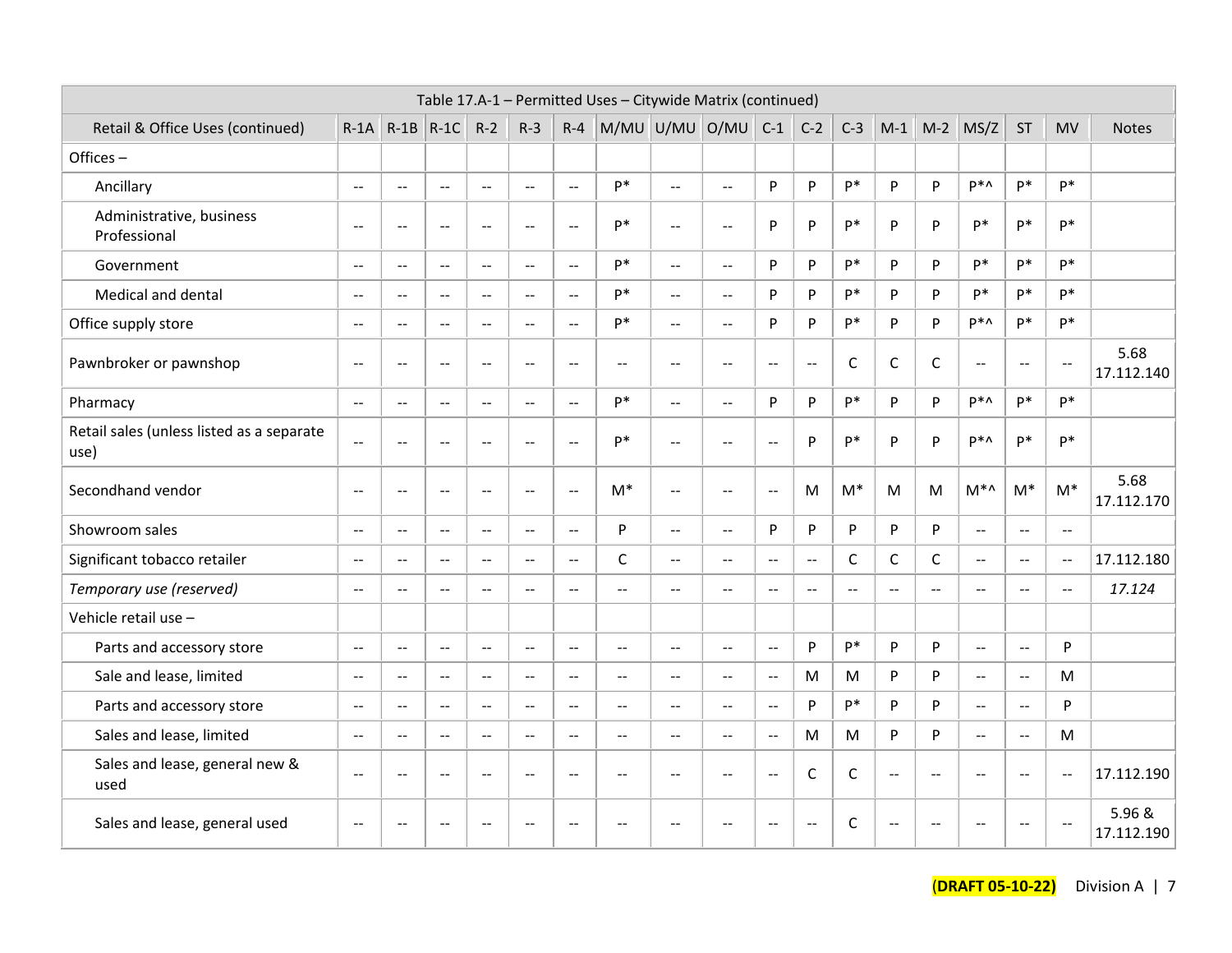| Table 17.A-1 – Permitted Uses – Citywide Matrix (continued) | | | | | | | | | | | | | | | | | | |
|---|---|---|---|---|---|---|---|---|---|---|---|---|---|---|---|---|---|---|
| Retail & Office Uses (continued) | R-1A | R-1B | R-1C | R-2 | R-3 | R-4 | M/MU | U/MU | O/MU | C-1 | C-2 | C-3 | M-1 | M-2 | MS/Z | ST | MV | Notes |
| Offices – | | | | | | | | | | | | | | | | | | |
| Ancillary | -- | -- | -- | -- | -- | -- | P* | -- | -- | P | P | P* | P | P | P*^ | P* | P* | |
| Administrative, business Professional | -- | -- | -- | -- | -- | -- | P* | -- | -- | P | P | P* | P | P | P* | P* | P* | |
| Government | -- | -- | -- | -- | -- | -- | P* | -- | -- | P | P | P* | P | P | P* | P* | P* | |
| Medical and dental | -- | -- | -- | -- | -- | -- | P* | -- | -- | P | P | P* | P | P | P* | P* | P* | |
| Office supply store | -- | -- | -- | -- | -- | -- | P* | -- | -- | P | P | P* | P | P | P*^ | P* | P* | |
| Pawnbroker or pawnshop | -- | -- | -- | -- | -- | -- | -- | -- | -- | -- | -- | C | C | C | -- | -- | -- | 5.68 17.112.140 |
| Pharmacy | -- | -- | -- | -- | -- | -- | P* | -- | -- | P | P | P* | P | P | P*^ | P* | P* | |
| Retail sales (unless listed as a separate use) | -- | -- | -- | -- | -- | -- | P* | -- | -- | -- | P | P* | P | P | P*^ | P* | P* | |
| Secondhand vendor | -- | -- | -- | -- | -- | -- | M* | -- | -- | -- | M | M* | M | M | M*^ | M* | M* | 5.68 17.112.170 |
| Showroom sales | -- | -- | -- | -- | -- | -- | P | -- | -- | P | P | P | P | P | -- | -- | -- | |
| Significant tobacco retailer | -- | -- | -- | -- | -- | -- | C | -- | -- | -- | -- | C | C | C | -- | -- | -- | 17.112.180 |
| *Temporary use (reserved)* | -- | -- | -- | -- | -- | -- | -- | -- | -- | -- | -- | -- | -- | -- | -- | -- | -- | *17.124* |
| Vehicle retail use – | | | | | | | | | | | | | | | | | | |
| Parts and accessory store | -- | -- | -- | -- | -- | -- | -- | -- | -- | -- | P | P* | P | P | -- | -- | P | |
| Sale and lease, limited | -- | -- | -- | -- | -- | -- | -- | -- | -- | -- | M | M | P | P | -- | -- | M | |
| Parts and accessory store | -- | -- | -- | -- | -- | -- | -- | -- | -- | -- | P | P* | P | P | -- | -- | P | |
| Sales and lease, limited | -- | -- | -- | -- | -- | -- | -- | -- | -- | -- | M | M | P | P | -- | -- | M | |
| Sales and lease, general new & used | -- | -- | -- | -- | -- | -- | -- | -- | -- | -- | C | C | -- | -- | -- | -- | -- | 17.112.190 |
| Sales and lease, general used | -- | -- | -- | -- | -- | -- | -- | -- | -- | -- | -- | C | -- | -- | -- | -- | -- | 5.96 & 17.112.190 |

**(DRAFT 05-10-22)** Division A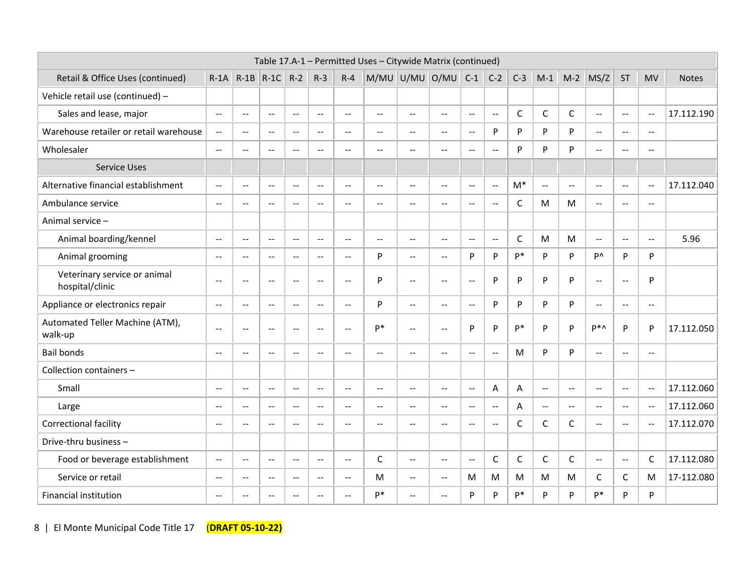| Table 17.A-1 – Permitted Uses – Citywide Matrix (continued) | | | | | | | | | | | | | | | | | | |
|---|---|---|---|---|---|---|---|---|---|---|---|---|---|---|---|---|---|---|
| Retail & Office Uses (continued) | R-1A | R-1B | R-1C | R-2 | R-3 | R-4 | M/MU | U/MU | O/MU | C-1 | C-2 | C-3 | M-1 | M-2 | MS/Z | ST | MV | Notes |
| Vehicle retail use (continued) – | | | | | | | | | | | | | | | | | | |
| Sales and lease, major | -- | -- | -- | -- | -- | -- | -- | -- | -- | -- | -- | C | C | C | -- | -- | -- | 17.112.190 |
| Warehouse retailer or retail warehouse | -- | -- | -- | -- | -- | -- | -- | -- | -- | -- | P | P | P | P | -- | -- | -- | |
| Wholesaler | -- | -- | -- | -- | -- | -- | -- | -- | -- | -- | -- | P | P | P | -- | -- | -- | |
| Service Uses | | | | | | | | | | | | | | | | | | |
| Alternative financial establishment | -- | -- | -- | -- | -- | -- | -- | -- | -- | -- | -- | M* | -- | -- | -- | -- | -- | 17.112.040 |
| Ambulance service | -- | -- | -- | -- | -- | -- | -- | -- | -- | -- | -- | C | M | M | -- | -- | -- | |
| Animal service – | | | | | | | | | | | | | | | | | | |
| Animal boarding/kennel | -- | -- | -- | -- | -- | -- | -- | -- | -- | -- | -- | C | M | M | -- | -- | -- | 5.96 |
| Animal grooming | -- | -- | -- | -- | -- | -- | P | -- | -- | P | P | P* | P | P | P^ | P | P | |
| Veterinary service or animal hospital/clinic | -- | -- | -- | -- | -- | -- | P | -- | -- | -- | P | P | P | P | -- | -- | P | |
| Appliance or electronics repair | -- | -- | -- | -- | -- | -- | P | -- | -- | -- | P | P | P | P | -- | -- | -- | |
| Automated Teller Machine (ATM), walk-up | -- | -- | -- | -- | -- | -- | P* | -- | -- | P | P | P* | P | P | P*^ | P | P | 17.112.050 |
| Bail bonds | -- | -- | -- | -- | -- | -- | -- | -- | -- | -- | -- | M | P | P | -- | -- | -- | |
| Collection containers – | | | | | | | | | | | | | | | | | | |
| Small | -- | -- | -- | -- | -- | -- | -- | -- | -- | -- | A | A | -- | -- | -- | -- | -- | 17.112.060 |
| Large | -- | -- | -- | -- | -- | -- | -- | -- | -- | -- | -- | A | -- | -- | -- | -- | -- | 17.112.060 |
| Correctional facility | -- | -- | -- | -- | -- | -- | -- | -- | -- | -- | -- | C | C | C | -- | -- | -- | 17.112.070 |
| Drive-thru business – | | | | | | | | | | | | | | | | | | |
| Food or beverage establishment | -- | -- | -- | -- | -- | -- | C | -- | -- | -- | C | C | C | C | -- | -- | C | 17.112.080 |
| Service or retail | -- | -- | -- | -- | -- | -- | M | -- | -- | M | M | M | M | M | C | C | M | 17-112.080 |
| Financial institution | -- | -- | -- | -- | -- | -- | P* | -- | -- | P | P | P* | P | P | P* | P | P | |

El Monte Municipal Code Title 17 **(DRAFT 05-10-22)**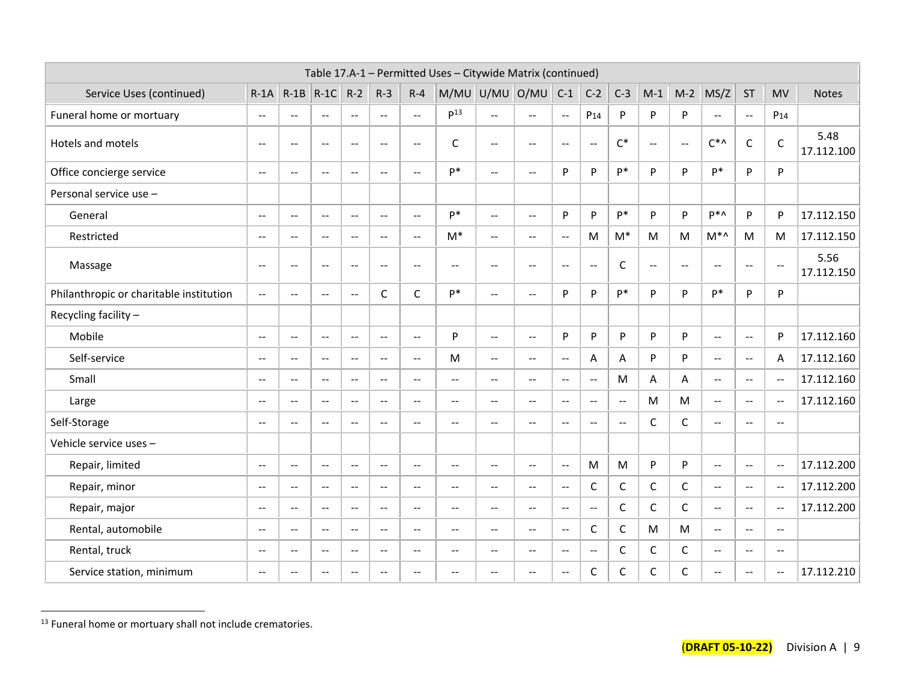| Table 17.A-1 – Permitted Uses – Citywide Matrix (continued) | | | | | | | | | | | | | | | | | | |
|---|---|---|---|---|---|---|---|---|---|---|---|---|---|---|---|---|---|---|
| Service Uses (continued) | R-1A | R-1B | R-1C | R-2 | R-3 | R-4 | M/MU | U/MU | O/MU | C-1 | C-2 | C-3 | M-1 | M-2 | MS/Z | ST | MV | Notes |
| Funeral home or mortuary | -- | -- | -- | -- | -- | -- | P[13] | -- | -- | -- | P14 | P | P | P | -- | -- | P14 | |
| Hotels and motels | -- | -- | -- | -- | -- | -- | C | -- | -- | -- | -- | C* | -- | -- | C*^ | C | C | 5.48 17.112.100 |
| Office concierge service | -- | -- | -- | -- | -- | -- | P* | -- | -- | P | P | P* | P | P | P* | P | P | |
| Personal service use – | | | | | | | | | | | | | | | | | | |
| General | -- | -- | -- | -- | -- | -- | P* | -- | -- | P | P | P* | P | P | P*^ | P | P | 17.112.150 |
| Restricted | -- | -- | -- | -- | -- | -- | M* | -- | -- | -- | M | M* | M | M | M*^ | M | M | 17.112.150 |
| Massage | -- | -- | -- | -- | -- | -- | -- | -- | -- | -- | -- | C | -- | -- | -- | -- | -- | 5.56 17.112.150 |
| Philanthropic or charitable institution | -- | -- | -- | -- | C | C | P* | -- | -- | P | P | P* | P | P | P* | P | P | |
| Recycling facility – | | | | | | | | | | | | | | | | | | |
| Mobile | -- | -- | -- | -- | -- | -- | P | -- | -- | P | P | P | P | P | -- | -- | P | 17.112.160 |
| Self-service | -- | -- | -- | -- | -- | -- | M | -- | -- | -- | A | A | P | P | -- | -- | A | 17.112.160 |
| Small | -- | -- | -- | -- | -- | -- | -- | -- | -- | -- | -- | M | A | A | -- | -- | -- | 17.112.160 |
| Large | -- | -- | -- | -- | -- | -- | -- | -- | -- | -- | -- | -- | M | M | -- | -- | -- | 17.112.160 |
| Self-Storage | -- | -- | -- | -- | -- | -- | -- | -- | -- | -- | -- | -- | C | C | -- | -- | -- | |
| Vehicle service uses – | | | | | | | | | | | | | | | | | | |
| Repair, limited | -- | -- | -- | -- | -- | -- | -- | -- | -- | -- | M | M | P | P | -- | -- | -- | 17.112.200 |
| Repair, minor | -- | -- | -- | -- | -- | -- | -- | -- | -- | -- | C | C | C | C | -- | -- | -- | 17.112.200 |
| Repair, major | -- | -- | -- | -- | -- | -- | -- | -- | -- | -- | -- | C | C | C | -- | -- | -- | 17.112.200 |
| Rental, automobile | -- | -- | -- | -- | -- | -- | -- | -- | -- | -- | C | C | M | M | -- | -- | -- | |
| Rental, truck | -- | -- | -- | -- | -- | -- | -- | -- | -- | -- | -- | C | C | C | -- | -- | -- | |
| Service station, minimum | -- | -- | -- | -- | -- | -- | -- | -- | -- | -- | C | C | C | C | -- | -- | -- | 17.112.210 |

[13] Funeral home or mortuary shall not include crematories.

(**DRAFT 05-10-22)** Division A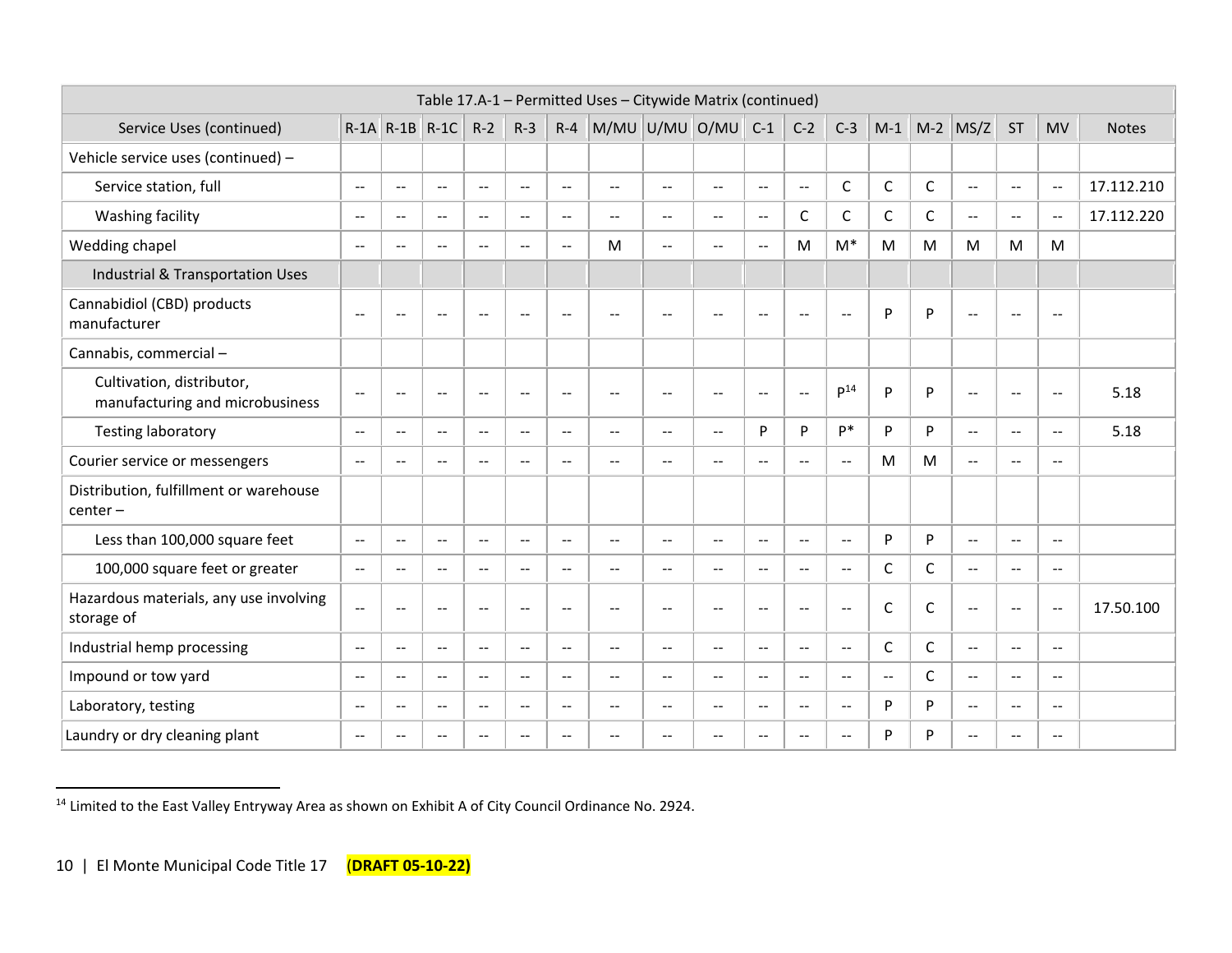| Table 17.A-1 – Permitted Uses – Citywide Matrix (continued) | | | | | | | | | | | | | | | | | | |
|---|---|---|---|---|---|---|---|---|---|---|---|---|---|---|---|---|---|---|
| Service Uses (continued) | R-1A | R-1B | R-1C | R-2 | R-3 | R-4 | M/MU | U/MU | O/MU | C-1 | C-2 | C-3 | M-1 | M-2 | MS/Z | ST | MV | Notes |
| Vehicle service uses (continued) – | | | | | | | | | | | | | | | | | | |
| Service station, full | -- | -- | -- | -- | -- | -- | -- | -- | -- | -- | -- | C | C | C | -- | -- | -- | 17.112.210 |
| Washing facility | -- | -- | -- | -- | -- | -- | -- | -- | -- | -- | C | C | C | C | -- | -- | -- | 17.112.220 |
| Wedding chapel | -- | -- | -- | -- | -- | -- | M | -- | -- | -- | M | M* | M | M | M | M | M | |
| Industrial & Transportation Uses | | | | | | | | | | | | | | | | | | |
| Cannabidiol (CBD) products manufacturer | -- | -- | -- | -- | -- | -- | -- | -- | -- | -- | -- | -- | P | P | -- | -- | -- | |
| Cannabis, commercial – | | | | | | | | | | | | | | | | | | |
| Cultivation, distributor, manufacturing and microbusiness | -- | -- | -- | -- | -- | -- | -- | -- | -- | -- | -- | P[14] | P | P | -- | -- | -- | 5.18 |
| Testing laboratory | -- | -- | -- | -- | -- | -- | -- | -- | -- | P | P | P* | P | P | -- | -- | -- | 5.18 |
| Courier service or messengers | -- | -- | -- | -- | -- | -- | -- | -- | -- | -- | -- | -- | M | M | -- | -- | -- | |
| Distribution, fulfillment or warehouse center – | | | | | | | | | | | | | | | | | | |
| Less than 100,000 square feet | -- | -- | -- | -- | -- | -- | -- | -- | -- | -- | -- | -- | P | P | -- | -- | -- | |
| 100,000 square feet or greater | -- | -- | -- | -- | -- | -- | -- | -- | -- | -- | -- | -- | C | C | -- | -- | -- | |
| Hazardous materials, any use involving storage of | -- | -- | -- | -- | -- | -- | -- | -- | -- | -- | -- | -- | C | C | -- | -- | -- | 17.50.100 |
| Industrial hemp processing | -- | -- | -- | -- | -- | -- | -- | -- | -- | -- | -- | -- | C | C | -- | -- | -- | |
| Impound or tow yard | -- | -- | -- | -- | -- | -- | -- | -- | -- | -- | -- | -- | -- | C | -- | -- | -- | |
| Laboratory, testing | -- | -- | -- | -- | -- | -- | -- | -- | -- | -- | -- | -- | P | P | -- | -- | -- | |
| Laundry or dry cleaning plant | -- | -- | -- | -- | -- | -- | -- | -- | -- | -- | -- | -- | P | P | -- | -- | -- | |

[14] Limited to the East Valley Entryway Area as shown on Exhibit A of City Council Ordinance No. 2924.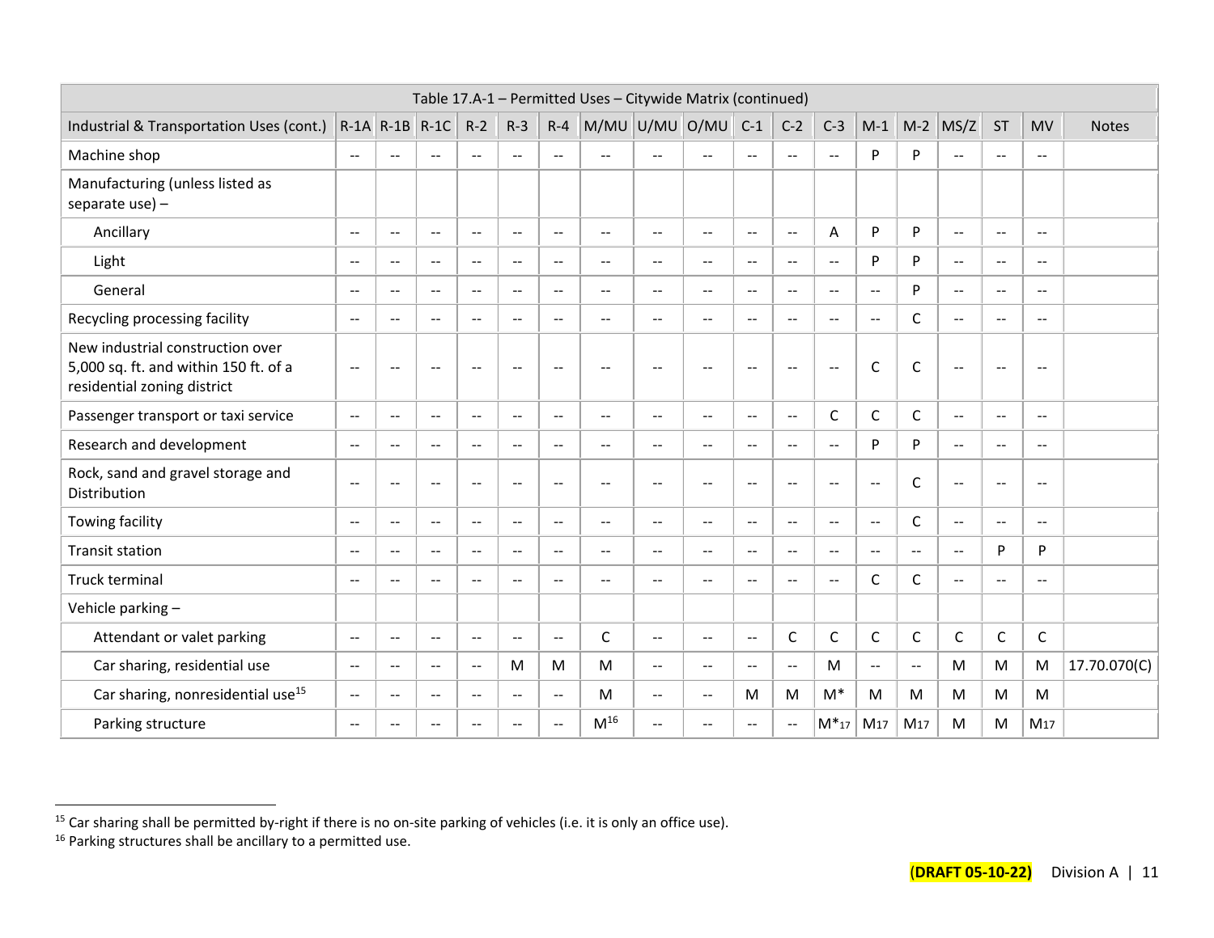| Table 17.A-1 – Permitted Uses – Citywide Matrix (continued) | | | | | | | | | | | | | | | | | | |
|---|---|---|---|---|---|---|---|---|---|---|---|---|---|---|---|---|---|---|
| Industrial & Transportation Uses (cont.) | R-1A | R-1B | R-1C | R-2 | R-3 | R-4 | M/MU | U/MU | O/MU | C-1 | C-2 | C-3 | M-1 | M-2 | MS/Z | ST | MV | Notes |
| Machine shop | -- | -- | -- | -- | -- | -- | -- | -- | -- | -- | -- | -- | P | P | -- | -- | -- | |
| Manufacturing (unless listed as separate use) – | | | | | | | | | | | | | | | | | | |
| Ancillary | -- | -- | -- | -- | -- | -- | -- | -- | -- | -- | -- | A | P | P | -- | -- | -- | |
| Light | -- | -- | -- | -- | -- | -- | -- | -- | -- | -- | -- | -- | P | P | -- | -- | -- | |
| General | -- | -- | -- | -- | -- | -- | -- | -- | -- | -- | -- | -- | -- | P | -- | -- | -- | |
| Recycling processing facility | -- | -- | -- | -- | -- | -- | -- | -- | -- | -- | -- | -- | -- | C | -- | -- | -- | |
| New industrial construction over 5,000 sq. ft. and within 150 ft. of a residential zoning district | -- | -- | -- | -- | -- | -- | -- | -- | -- | -- | -- | -- | C | C | -- | -- | -- | |
| Passenger transport or taxi service | -- | -- | -- | -- | -- | -- | -- | -- | -- | -- | -- | C | C | C | -- | -- | -- | |
| Research and development | -- | -- | -- | -- | -- | -- | -- | -- | -- | -- | -- | -- | P | P | -- | -- | -- | |
| Rock, sand and gravel storage and Distribution | -- | -- | -- | -- | -- | -- | -- | -- | -- | -- | -- | -- | -- | C | -- | -- | -- | |
| Towing facility | -- | -- | -- | -- | -- | -- | -- | -- | -- | -- | -- | -- | -- | C | -- | -- | -- | |
| Transit station | -- | -- | -- | -- | -- | -- | -- | -- | -- | -- | -- | -- | -- | -- | -- | P | P | |
| Truck terminal | -- | -- | -- | -- | -- | -- | -- | -- | -- | -- | -- | -- | C | C | -- | -- | -- | |
| Vehicle parking – | | | | | | | | | | | | | | | | | | |
| Attendant or valet parking | -- | -- | -- | -- | -- | -- | C | -- | -- | -- | C | C | C | C | C | C | C | |
| Car sharing, residential use | -- | -- | -- | -- | M | M | M | -- | -- | -- | -- | M | -- | -- | M | M | M | 17.70.070(C) |
| Car sharing, nonresidential use[15] | -- | -- | -- | -- | -- | -- | M | -- | -- | M | M | M* | M | M | M | M | M | |
| Parking structure | -- | -- | -- | -- | -- | -- | M[16] | -- | -- | -- | -- | M*[17] | M[17] | M[17] | M | M | M[17] | |

[15] Car sharing shall be permitted by-right if there is no on-site parking of vehicles (i.e. it is only an office use).

[16] Parking structures shall be ancillary to a permitted use.

(**DRAFT 05-10-22)** Division A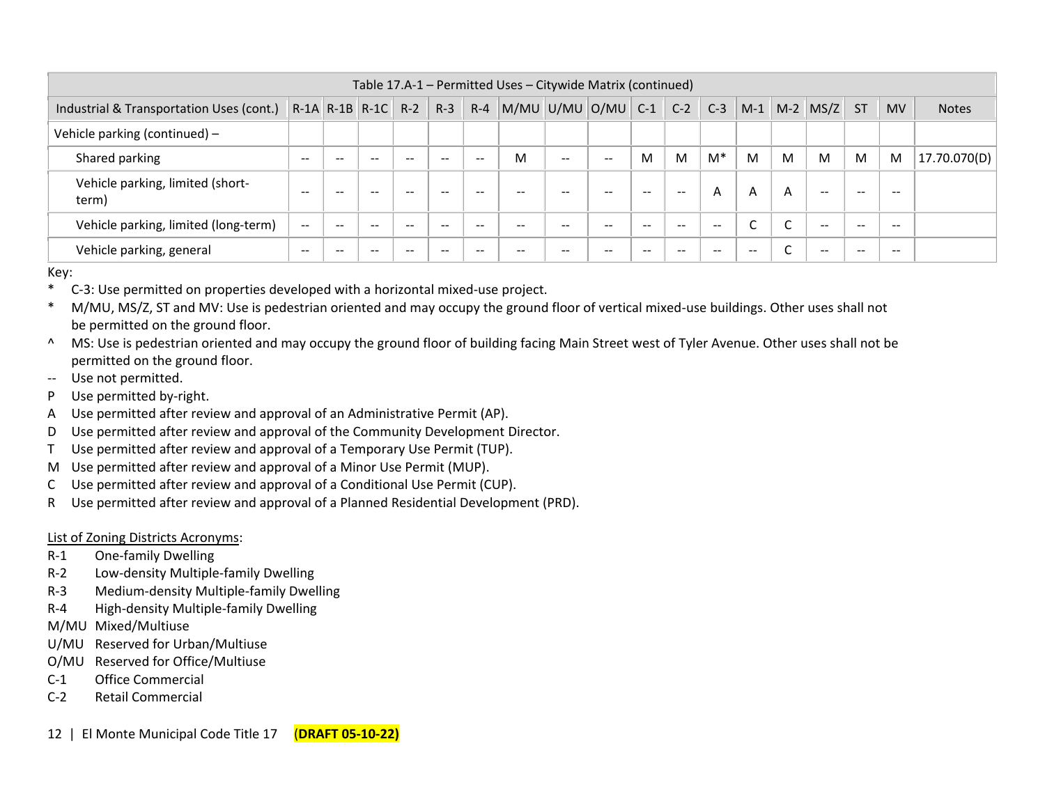| Table 17.A-1 – Permitted Uses – Citywide Matrix (continued) | | | | | | | | | | | | | | | | | | |
|---|---|---|---|---|---|---|---|---|---|---|---|---|---|---|---|---|---|---|
| Industrial & Transportation Uses (cont.) | R-1A | R-1B | R-1C | R-2 | R-3 | R-4 | M/MU | U/MU | O/MU | C-1 | C-2 | C-3 | M-1 | M-2 | MS/Z | ST | MV | Notes |
| Vehicle parking (continued) – | | | | | | | | | | | | | | | | | | |
| Shared parking | -- | -- | -- | -- | -- | -- | M | -- | -- | M | M | M* | M | M | M | M | M | 17.70.070(D) |
| Vehicle parking, limited (short-term) | -- | -- | -- | -- | -- | -- | -- | -- | -- | -- | -- | A | A | A | -- | -- | -- | |
| Vehicle parking, limited (long-term) | -- | -- | -- | -- | -- | -- | -- | -- | -- | -- | -- | -- | C | C | -- | -- | -- | |
| Vehicle parking, general | -- | -- | -- | -- | -- | -- | -- | -- | -- | -- | -- | -- | -- | C | -- | -- | -- | |

Key:

- \* C-3: Use permitted on properties developed with a horizontal mixed-use project.
- \* M/MU, MS/Z, ST and MV: Use is pedestrian oriented and may occupy the ground floor of vertical mixed-use buildings. Other uses shall not be permitted on the ground floor.
- ^ MS: Use is pedestrian oriented and may occupy the ground floor of building facing Main Street west of Tyler Avenue. Other uses shall not be permitted on the ground floor.
- -- Use not permitted.
- P Use permitted by-right.
- A Use permitted after review and approval of an Administrative Permit (AP).
- D Use permitted after review and approval of the Community Development Director.
- T Use permitted after review and approval of a Temporary Use Permit (TUP).
- M Use permitted after review and approval of a Minor Use Permit (MUP).
- C Use permitted after review and approval of a Conditional Use Permit (CUP).
- R Use permitted after review and approval of a Planned Residential Development (PRD).

<u>List of Zoning Districts Acronyms</u>:

- R-1 One-family Dwelling
- R-2 Low-density Multiple-family Dwelling
- R-3 Medium-density Multiple-family Dwelling
- R-4 High-density Multiple-family Dwelling
- M/MU Mixed/Multiuse
- U/MU Reserved for Urban/Multiuse
- O/MU Reserved for Office/Multiuse
- C-1 Office Commercial
- C-2 Retail Commercial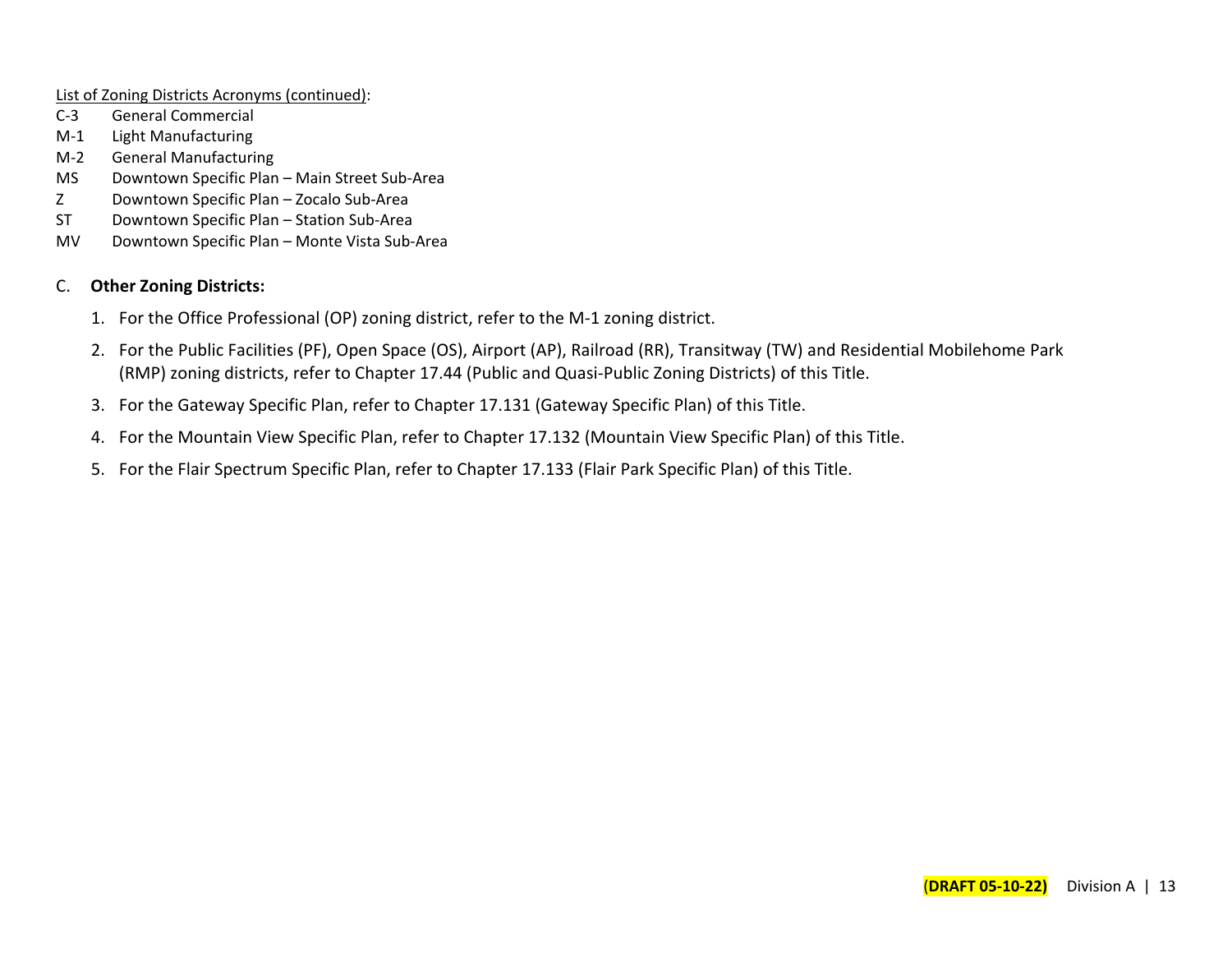List of Zoning Districts Acronyms (continued):

| | |
|---|---|
| C-3 | General Commercial |
| M-1 | Light Manufacturing |
| M-2 | General Manufacturing |
| MS | Downtown Specific Plan – Main Street Sub-Area |
| Z | Downtown Specific Plan – Zocalo Sub-Area |
| ST | Downtown Specific Plan – Station Sub-Area |
| MV | Downtown Specific Plan – Monte Vista Sub-Area |

C. **Other Zoning Districts:**

1. For the Office Professional (OP) zoning district, refer to the M-1 zoning district.
2. For the Public Facilities (PF), Open Space (OS), Airport (AP), Railroad (RR), Transitway (TW) and Residential Mobilehome Park (RMP) zoning districts, refer to Chapter 17.44 (Public and Quasi-Public Zoning Districts) of this Title.
3. For the Gateway Specific Plan, refer to Chapter 17.131 (Gateway Specific Plan) of this Title.
4. For the Mountain View Specific Plan, refer to Chapter 17.132 (Mountain View Specific Plan) of this Title.
5. For the Flair Spectrum Specific Plan, refer to Chapter 17.133 (Flair Park Specific Plan) of this Title.